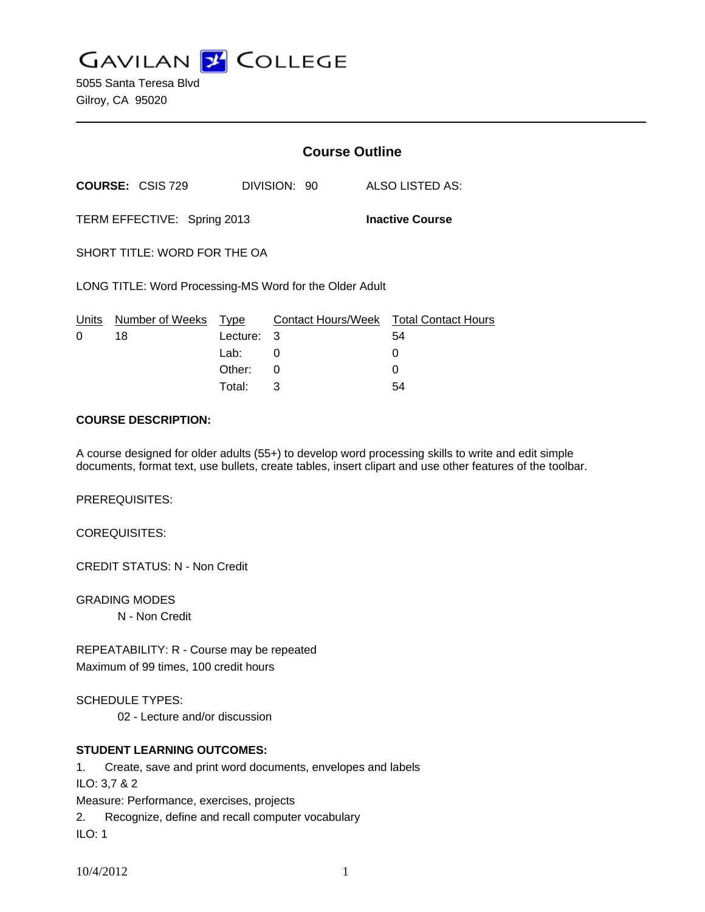# GAVILAN COLLEGE

5055 Santa Teresa Blvd
Gilroy, CA 95020

---

## Course Outline

**COURSE:** CSIS 729    DIVISION: 90    ALSO LISTED AS:

TERM EFFECTIVE: Spring 2013    **Inactive Course**

SHORT TITLE: WORD FOR THE OA

LONG TITLE: Word Processing-MS Word for the Older Adult

| Units | Number of Weeks | Type | Contact Hours/Week | Total Contact Hours |
|---|---|---|---|---|
| 0 | 18 | Lecture: | 3 | 54 |
| | | Lab: | 0 | 0 |
| | | Other: | 0 | 0 |
| | | Total: | 3 | 54 |

**COURSE DESCRIPTION:**

A course designed for older adults (55+) to develop word processing skills to write and edit simple documents, format text, use bullets, create tables, insert clipart and use other features of the toolbar.

PREREQUISITES:

COREQUISITES:

CREDIT STATUS: N - Non Credit

GRADING MODES

N - Non Credit

REPEATABILITY: R - Course may be repeated
Maximum of 99 times, 100 credit hours

SCHEDULE TYPES:

02 - Lecture and/or discussion

**STUDENT LEARNING OUTCOMES:**

1. Create, save and print word documents, envelopes and labels
ILO: 3,7 & 2
Measure: Performance, exercises, projects
2. Recognize, define and recall computer vocabulary
ILO: 1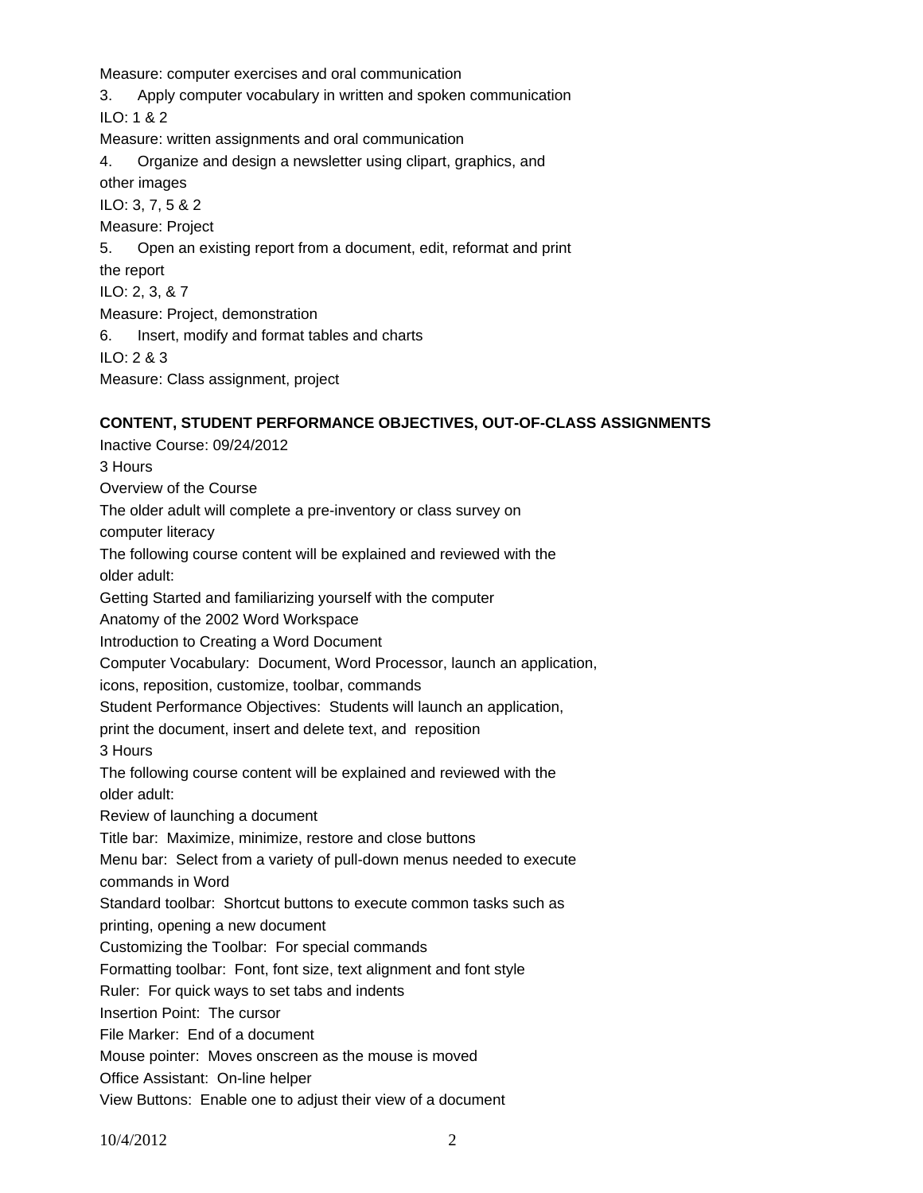Measure: computer exercises and oral communication

3. Apply computer vocabulary in written and spoken communication

ILO: 1 & 2

Measure: written assignments and oral communication

4. Organize and design a newsletter using clipart, graphics, and other images

ILO: 3, 7, 5 & 2

Measure: Project

5. Open an existing report from a document, edit, reformat and print the report

ILO: 2, 3, & 7

Measure: Project, demonstration

6. Insert, modify and format tables and charts

ILO: 2 & 3

Measure: Class assignment, project

**CONTENT, STUDENT PERFORMANCE OBJECTIVES, OUT-OF-CLASS ASSIGNMENTS**

Inactive Course: 09/24/2012

3 Hours

Overview of the Course

The older adult will complete a pre-inventory or class survey on computer literacy

The following course content will be explained and reviewed with the older adult:

Getting Started and familiarizing yourself with the computer

Anatomy of the 2002 Word Workspace

Introduction to Creating a Word Document

Computer Vocabulary: Document, Word Processor, launch an application, icons, reposition, customize, toolbar, commands

Student Performance Objectives: Students will launch an application, print the document, insert and delete text, and reposition

3 Hours

The following course content will be explained and reviewed with the older adult:

Review of launching a document

Title bar: Maximize, minimize, restore and close buttons

Menu bar: Select from a variety of pull-down menus needed to execute commands in Word

Standard toolbar: Shortcut buttons to execute common tasks such as printing, opening a new document

Customizing the Toolbar: For special commands

Formatting toolbar: Font, font size, text alignment and font style

Ruler: For quick ways to set tabs and indents

Insertion Point: The cursor

File Marker: End of a document

Mouse pointer: Moves onscreen as the mouse is moved

Office Assistant: On-line helper

View Buttons: Enable one to adjust their view of a document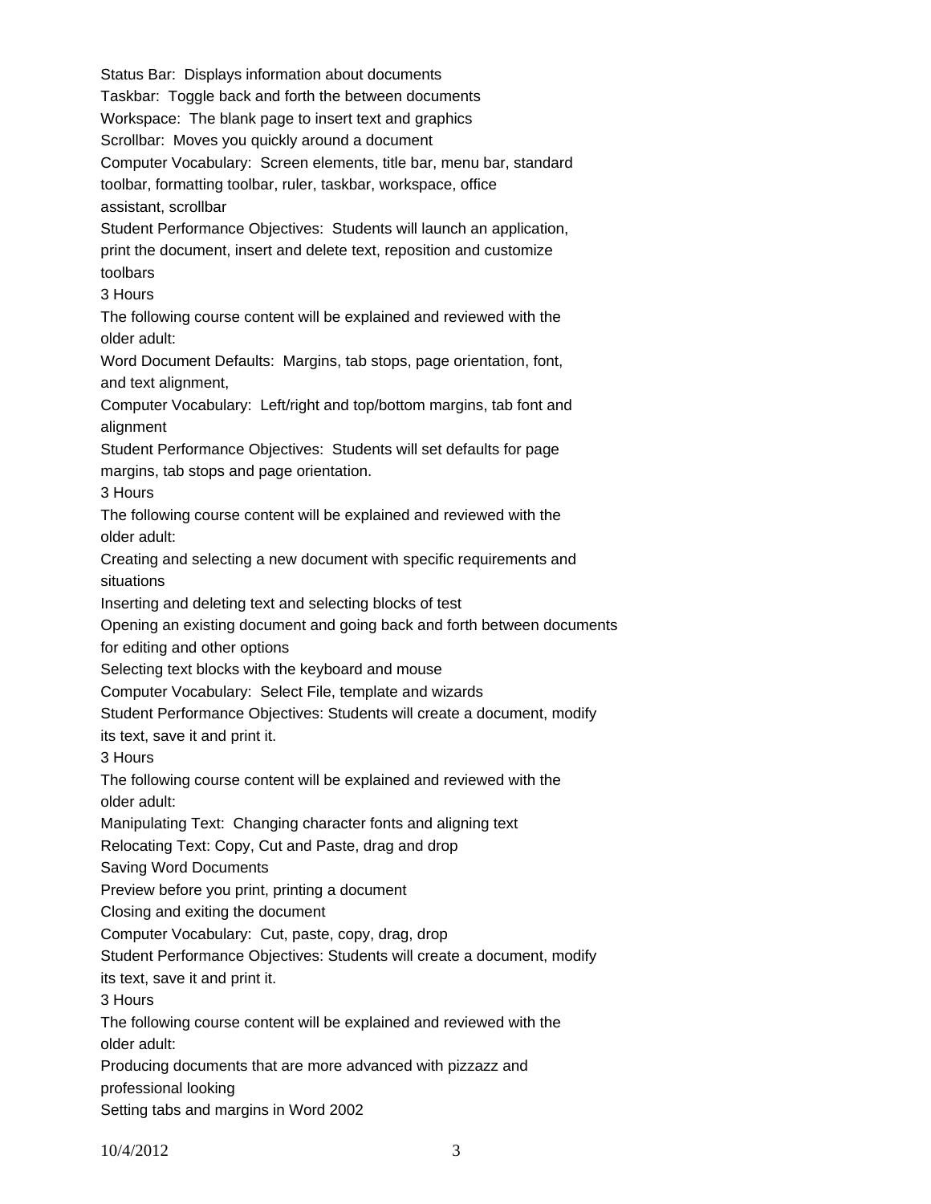Status Bar: Displays information about documents

Taskbar: Toggle back and forth the between documents

Workspace: The blank page to insert text and graphics

Scrollbar: Moves you quickly around a document

Computer Vocabulary: Screen elements, title bar, menu bar, standard toolbar, formatting toolbar, ruler, taskbar, workspace, office assistant, scrollbar

Student Performance Objectives: Students will launch an application, print the document, insert and delete text, reposition and customize toolbars

3 Hours

The following course content will be explained and reviewed with the older adult:

Word Document Defaults: Margins, tab stops, page orientation, font, and text alignment,

Computer Vocabulary: Left/right and top/bottom margins, tab font and alignment

Student Performance Objectives: Students will set defaults for page margins, tab stops and page orientation.

3 Hours

The following course content will be explained and reviewed with the older adult:

Creating and selecting a new document with specific requirements and situations

Inserting and deleting text and selecting blocks of test

Opening an existing document and going back and forth between documents for editing and other options

Selecting text blocks with the keyboard and mouse

Computer Vocabulary: Select File, template and wizards

Student Performance Objectives: Students will create a document, modify its text, save it and print it.

3 Hours

The following course content will be explained and reviewed with the older adult:

Manipulating Text: Changing character fonts and aligning text

Relocating Text: Copy, Cut and Paste, drag and drop

Saving Word Documents

Preview before you print, printing a document

Closing and exiting the document

Computer Vocabulary: Cut, paste, copy, drag, drop

Student Performance Objectives: Students will create a document, modify its text, save it and print it.

3 Hours

The following course content will be explained and reviewed with the older adult:

Producing documents that are more advanced with pizzazz and professional looking

Setting tabs and margins in Word 2002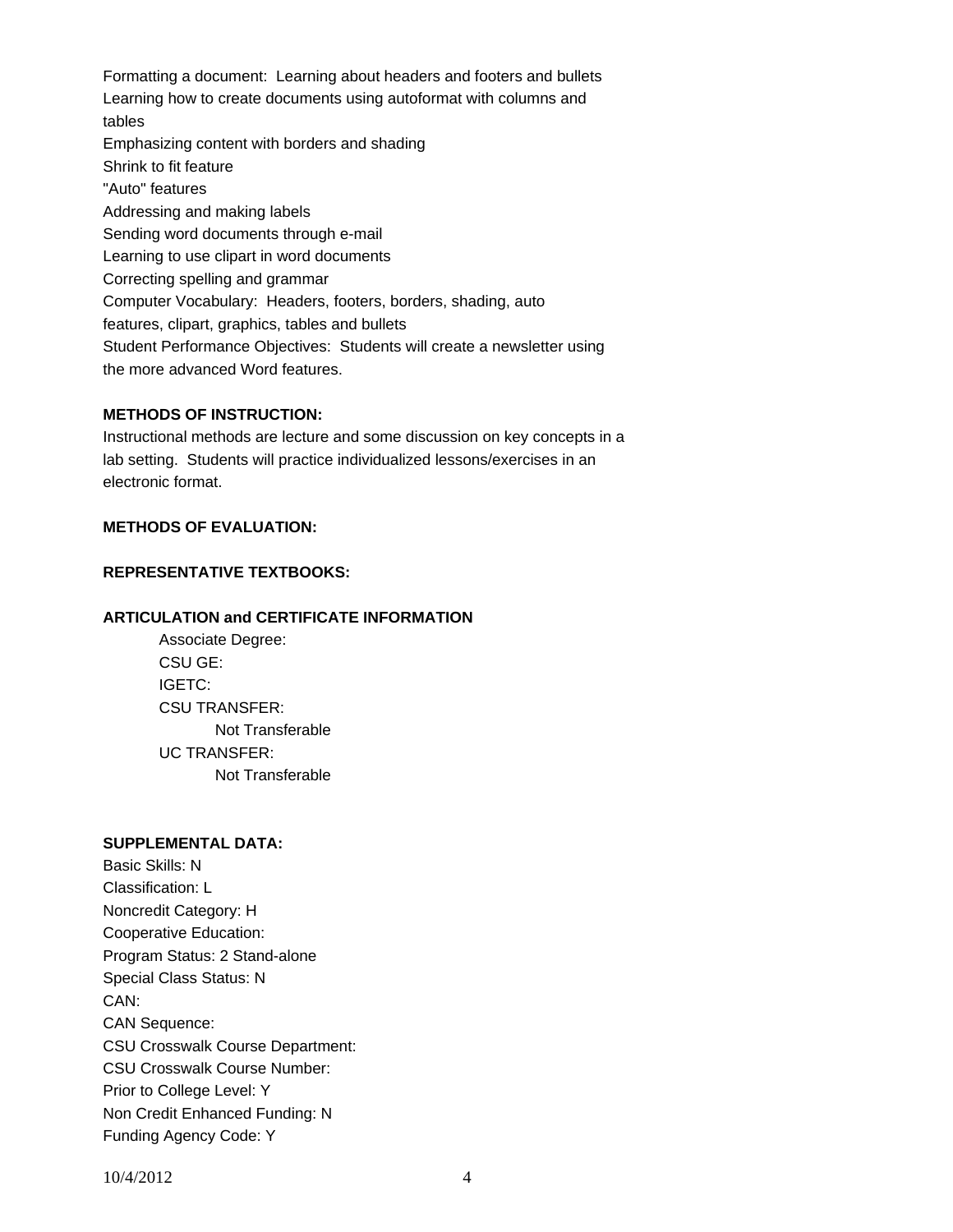Formatting a document: Learning about headers and footers and bullets
Learning how to create documents using autoformat with columns and tables
Emphasizing content with borders and shading
Shrink to fit feature
"Auto" features
Addressing and making labels
Sending word documents through e-mail
Learning to use clipart in word documents
Correcting spelling and grammar
Computer Vocabulary: Headers, footers, borders, shading, auto features, clipart, graphics, tables and bullets
Student Performance Objectives: Students will create a newsletter using the more advanced Word features.

**METHODS OF INSTRUCTION:**

Instructional methods are lecture and some discussion on key concepts in a lab setting. Students will practice individualized lessons/exercises in an electronic format.

**METHODS OF EVALUATION:**

**REPRESENTATIVE TEXTBOOKS:**

**ARTICULATION and CERTIFICATE INFORMATION**

Associate Degree:
CSU GE:
IGETC:
CSU TRANSFER:
Not Transferable
UC TRANSFER:
Not Transferable

**SUPPLEMENTAL DATA:**

Basic Skills: N
Classification: L
Noncredit Category: H
Cooperative Education:
Program Status: 2 Stand-alone
Special Class Status: N
CAN:
CAN Sequence:
CSU Crosswalk Course Department:
CSU Crosswalk Course Number:
Prior to College Level: Y
Non Credit Enhanced Funding: N
Funding Agency Code: Y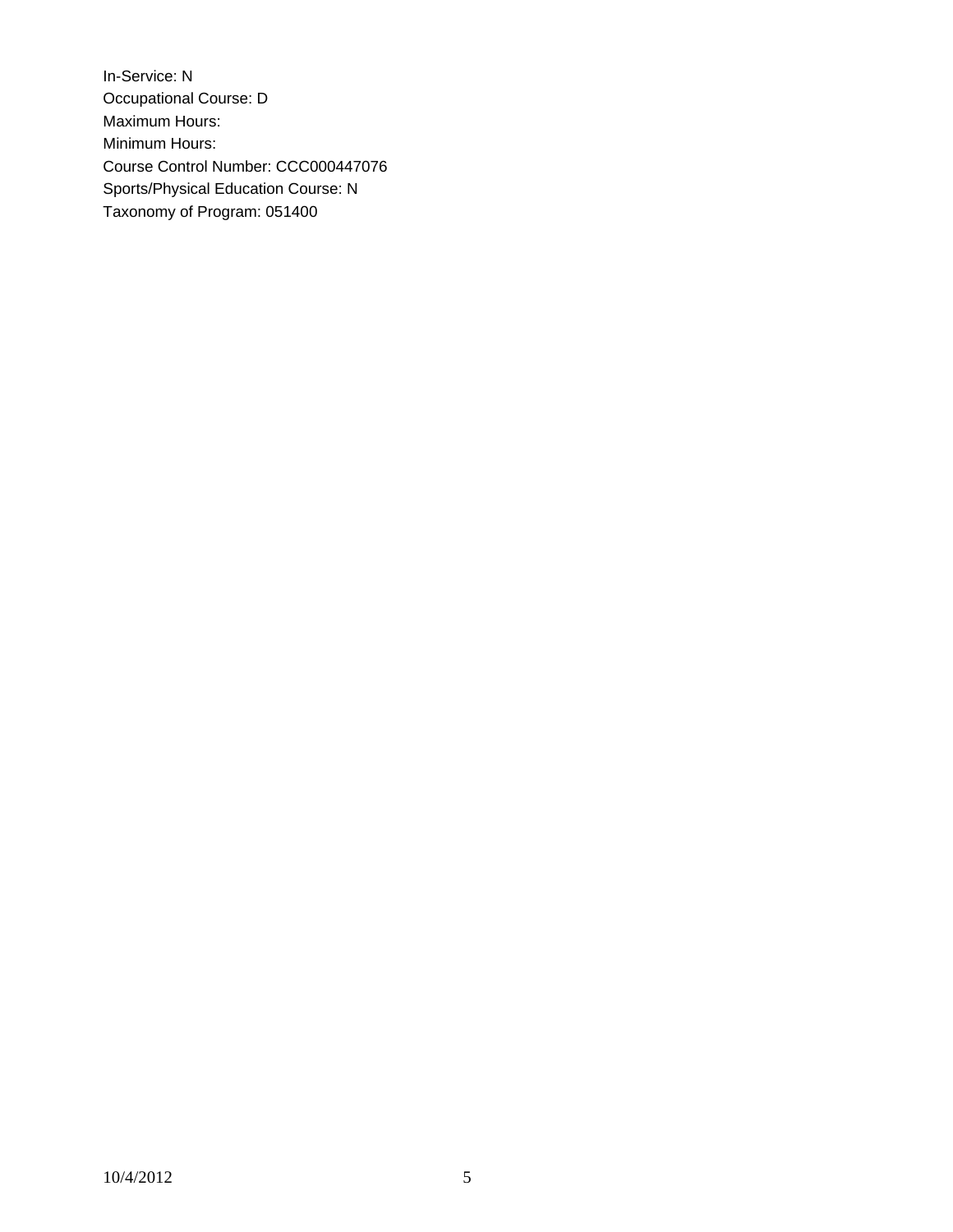In-Service: N
Occupational Course: D
Maximum Hours:
Minimum Hours:
Course Control Number: CCC000447076
Sports/Physical Education Course: N
Taxonomy of Program: 051400